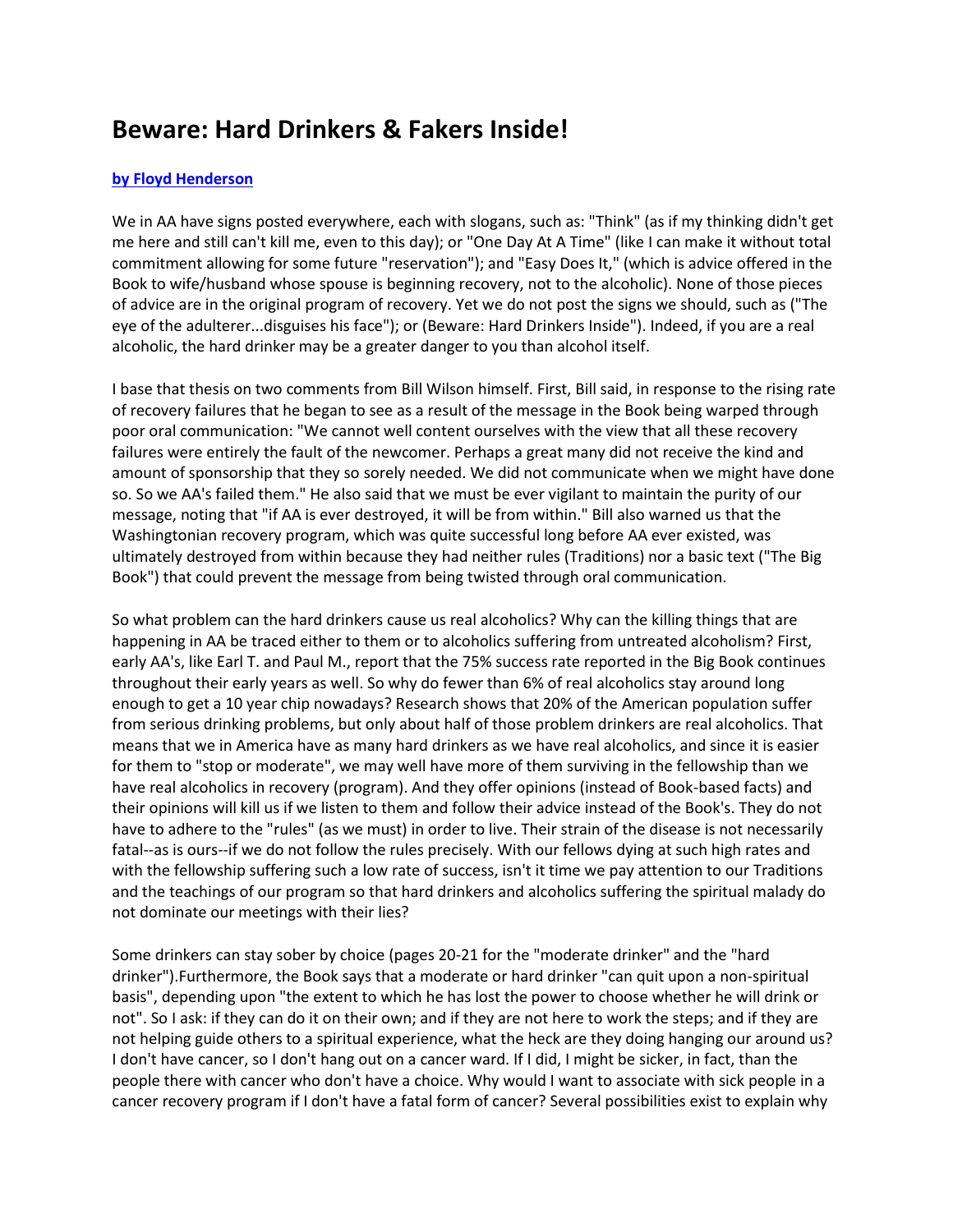# Beware: Hard Drinkers & Fakers Inside!

**[by Floyd Henderson]**

We in AA have signs posted everywhere, each with slogans, such as: "Think" (as if my thinking didn't get me here and still can't kill me, even to this day); or "One Day At A Time" (like I can make it without total commitment allowing for some future "reservation"); and "Easy Does It," (which is advice offered in the Book to wife/husband whose spouse is beginning recovery, not to the alcoholic). None of those pieces of advice are in the original program of recovery. Yet we do not post the signs we should, such as ("The eye of the adulterer...disguises his face"); or (Beware: Hard Drinkers Inside"). Indeed, if you are a real alcoholic, the hard drinker may be a greater danger to you than alcohol itself.

I base that thesis on two comments from Bill Wilson himself. First, Bill said, in response to the rising rate of recovery failures that he began to see as a result of the message in the Book being warped through poor oral communication: "We cannot well content ourselves with the view that all these recovery failures were entirely the fault of the newcomer. Perhaps a great many did not receive the kind and amount of sponsorship that they so sorely needed. We did not communicate when we might have done so. So we AA's failed them." He also said that we must be ever vigilant to maintain the purity of our message, noting that "if AA is ever destroyed, it will be from within." Bill also warned us that the Washingtonian recovery program, which was quite successful long before AA ever existed, was ultimately destroyed from within because they had neither rules (Traditions) nor a basic text ("The Big Book") that could prevent the message from being twisted through oral communication.

So what problem can the hard drinkers cause us real alcoholics? Why can the killing things that are happening in AA be traced either to them or to alcoholics suffering from untreated alcoholism? First, early AA's, like Earl T. and Paul M., report that the 75% success rate reported in the Big Book continues throughout their early years as well. So why do fewer than 6% of real alcoholics stay around long enough to get a 10 year chip nowadays? Research shows that 20% of the American population suffer from serious drinking problems, but only about half of those problem drinkers are real alcoholics. That means that we in America have as many hard drinkers as we have real alcoholics, and since it is easier for them to "stop or moderate", we may well have more of them surviving in the fellowship than we have real alcoholics in recovery (program). And they offer opinions (instead of Book-based facts) and their opinions will kill us if we listen to them and follow their advice instead of the Book's. They do not have to adhere to the "rules" (as we must) in order to live. Their strain of the disease is not necessarily fatal--as is ours--if we do not follow the rules precisely. With our fellows dying at such high rates and with the fellowship suffering such a low rate of success, isn't it time we pay attention to our Traditions and the teachings of our program so that hard drinkers and alcoholics suffering the spiritual malady do not dominate our meetings with their lies?

Some drinkers can stay sober by choice (pages 20-21 for the "moderate drinker" and the "hard drinker").Furthermore, the Book says that a moderate or hard drinker "can quit upon a non-spiritual basis", depending upon "the extent to which he has lost the power to choose whether he will drink or not". So I ask: if they can do it on their own; and if they are not here to work the steps; and if they are not helping guide others to a spiritual experience, what the heck are they doing hanging our around us? I don't have cancer, so I don't hang out on a cancer ward. If I did, I might be sicker, in fact, than the people there with cancer who don't have a choice. Why would I want to associate with sick people in a cancer recovery program if I don't have a fatal form of cancer? Several possibilities exist to explain why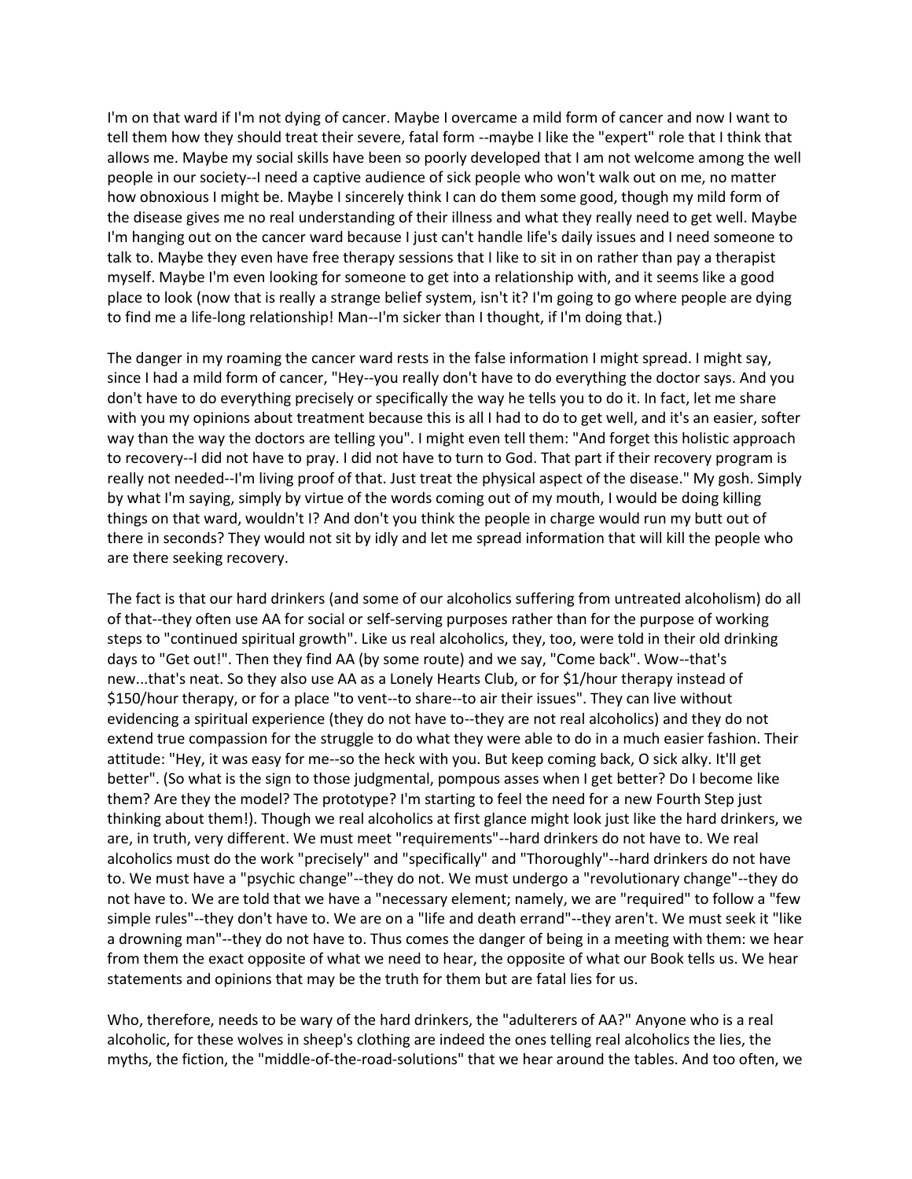I'm on that ward if I'm not dying of cancer. Maybe I overcame a mild form of cancer and now I want to tell them how they should treat their severe, fatal form --maybe I like the "expert" role that I think that allows me. Maybe my social skills have been so poorly developed that I am not welcome among the well people in our society--I need a captive audience of sick people who won't walk out on me, no matter how obnoxious I might be. Maybe I sincerely think I can do them some good, though my mild form of the disease gives me no real understanding of their illness and what they really need to get well. Maybe I'm hanging out on the cancer ward because I just can't handle life's daily issues and I need someone to talk to. Maybe they even have free therapy sessions that I like to sit in on rather than pay a therapist myself. Maybe I'm even looking for someone to get into a relationship with, and it seems like a good place to look (now that is really a strange belief system, isn't it? I'm going to go where people are dying to find me a life-long relationship! Man--I'm sicker than I thought, if I'm doing that.)

The danger in my roaming the cancer ward rests in the false information I might spread. I might say, since I had a mild form of cancer, "Hey--you really don't have to do everything the doctor says. And you don't have to do everything precisely or specifically the way he tells you to do it. In fact, let me share with you my opinions about treatment because this is all I had to do to get well, and it's an easier, softer way than the way the doctors are telling you". I might even tell them: "And forget this holistic approach to recovery--I did not have to pray. I did not have to turn to God. That part if their recovery program is really not needed--I'm living proof of that. Just treat the physical aspect of the disease." My gosh. Simply by what I'm saying, simply by virtue of the words coming out of my mouth, I would be doing killing things on that ward, wouldn't I? And don't you think the people in charge would run my butt out of there in seconds? They would not sit by idly and let me spread information that will kill the people who are there seeking recovery.

The fact is that our hard drinkers (and some of our alcoholics suffering from untreated alcoholism) do all of that--they often use AA for social or self-serving purposes rather than for the purpose of working steps to "continued spiritual growth". Like us real alcoholics, they, too, were told in their old drinking days to "Get out!". Then they find AA (by some route) and we say, "Come back". Wow--that's new...that's neat. So they also use AA as a Lonely Hearts Club, or for $1/hour therapy instead of $150/hour therapy, or for a place "to vent--to share--to air their issues". They can live without evidencing a spiritual experience (they do not have to--they are not real alcoholics) and they do not extend true compassion for the struggle to do what they were able to do in a much easier fashion. Their attitude: "Hey, it was easy for me--so the heck with you. But keep coming back, O sick alky. It'll get better". (So what is the sign to those judgmental, pompous asses when I get better? Do I become like them? Are they the model? The prototype? I'm starting to feel the need for a new Fourth Step just thinking about them!). Though we real alcoholics at first glance might look just like the hard drinkers, we are, in truth, very different. We must meet "requirements"--hard drinkers do not have to. We real alcoholics must do the work "precisely" and "specifically" and "Thoroughly"--hard drinkers do not have to. We must have a "psychic change"--they do not. We must undergo a "revolutionary change"--they do not have to. We are told that we have a "necessary element; namely, we are "required" to follow a "few simple rules"--they don't have to. We are on a "life and death errand"--they aren't. We must seek it "like a drowning man"--they do not have to. Thus comes the danger of being in a meeting with them: we hear from them the exact opposite of what we need to hear, the opposite of what our Book tells us. We hear statements and opinions that may be the truth for them but are fatal lies for us.

Who, therefore, needs to be wary of the hard drinkers, the "adulterers of AA?" Anyone who is a real alcoholic, for these wolves in sheep's clothing are indeed the ones telling real alcoholics the lies, the myths, the fiction, the "middle-of-the-road-solutions" that we hear around the tables. And too often, we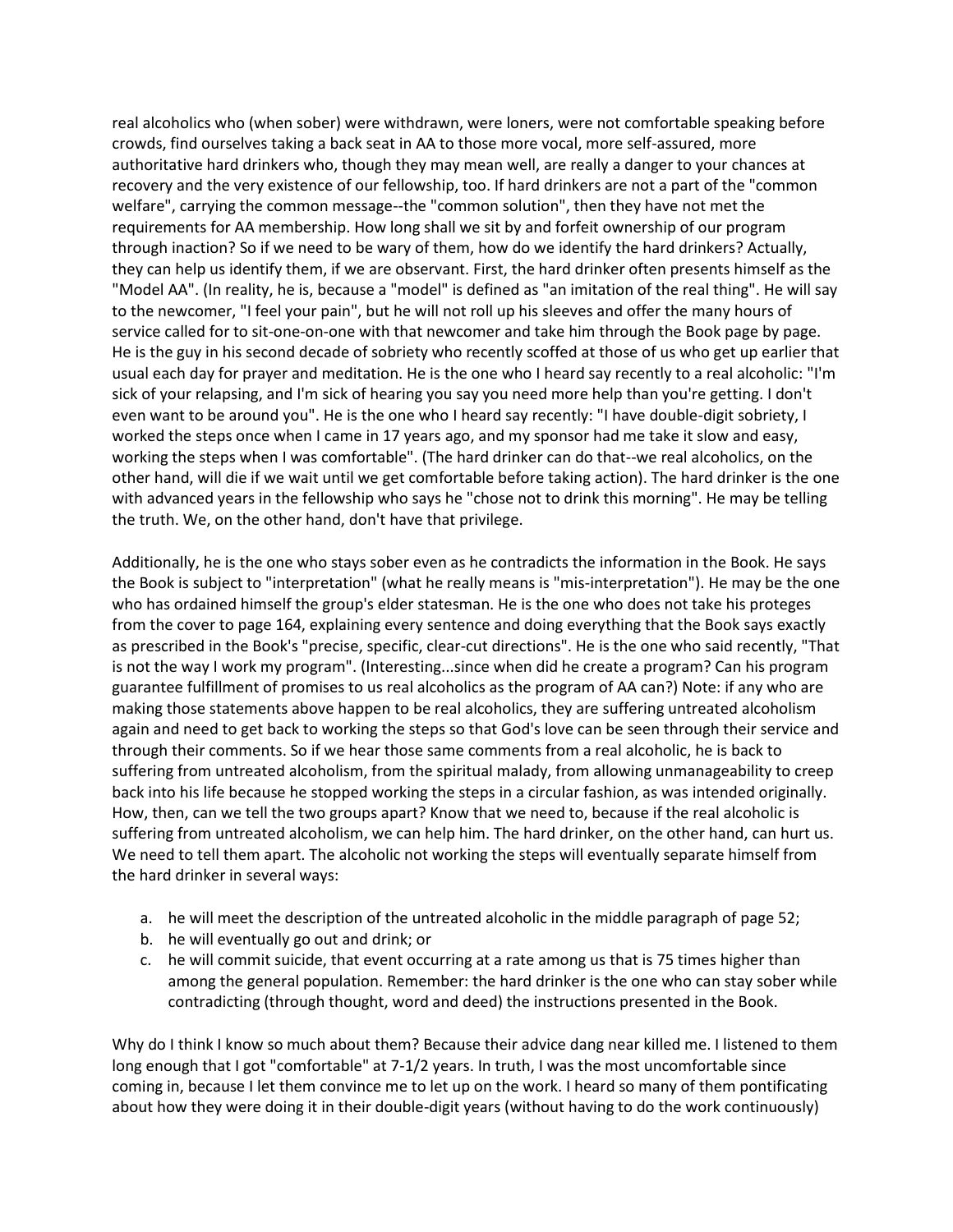real alcoholics who (when sober) were withdrawn, were loners, were not comfortable speaking before crowds, find ourselves taking a back seat in AA to those more vocal, more self-assured, more authoritative hard drinkers who, though they may mean well, are really a danger to your chances at recovery and the very existence of our fellowship, too. If hard drinkers are not a part of the "common welfare", carrying the common message--the "common solution", then they have not met the requirements for AA membership. How long shall we sit by and forfeit ownership of our program through inaction? So if we need to be wary of them, how do we identify the hard drinkers? Actually, they can help us identify them, if we are observant. First, the hard drinker often presents himself as the "Model AA". (In reality, he is, because a "model" is defined as "an imitation of the real thing". He will say to the newcomer, "I feel your pain", but he will not roll up his sleeves and offer the many hours of service called for to sit-one-on-one with that newcomer and take him through the Book page by page. He is the guy in his second decade of sobriety who recently scoffed at those of us who get up earlier that usual each day for prayer and meditation. He is the one who I heard say recently to a real alcoholic: "I'm sick of your relapsing, and I'm sick of hearing you say you need more help than you're getting. I don't even want to be around you". He is the one who I heard say recently: "I have double-digit sobriety, I worked the steps once when I came in 17 years ago, and my sponsor had me take it slow and easy, working the steps when I was comfortable". (The hard drinker can do that--we real alcoholics, on the other hand, will die if we wait until we get comfortable before taking action). The hard drinker is the one with advanced years in the fellowship who says he "chose not to drink this morning". He may be telling the truth. We, on the other hand, don't have that privilege.

Additionally, he is the one who stays sober even as he contradicts the information in the Book. He says the Book is subject to "interpretation" (what he really means is "mis-interpretation"). He may be the one who has ordained himself the group's elder statesman. He is the one who does not take his proteges from the cover to page 164, explaining every sentence and doing everything that the Book says exactly as prescribed in the Book's "precise, specific, clear-cut directions". He is the one who said recently, "That is not the way I work my program". (Interesting...since when did he create a program? Can his program guarantee fulfillment of promises to us real alcoholics as the program of AA can?) Note: if any who are making those statements above happen to be real alcoholics, they are suffering untreated alcoholism again and need to get back to working the steps so that God's love can be seen through their service and through their comments. So if we hear those same comments from a real alcoholic, he is back to suffering from untreated alcoholism, from the spiritual malady, from allowing unmanageability to creep back into his life because he stopped working the steps in a circular fashion, as was intended originally. How, then, can we tell the two groups apart? Know that we need to, because if the real alcoholic is suffering from untreated alcoholism, we can help him. The hard drinker, on the other hand, can hurt us. We need to tell them apart. The alcoholic not working the steps will eventually separate himself from the hard drinker in several ways:

a. he will meet the description of the untreated alcoholic in the middle paragraph of page 52;
b. he will eventually go out and drink; or
c. he will commit suicide, that event occurring at a rate among us that is 75 times higher than among the general population. Remember: the hard drinker is the one who can stay sober while contradicting (through thought, word and deed) the instructions presented in the Book.

Why do I think I know so much about them? Because their advice dang near killed me. I listened to them long enough that I got "comfortable" at 7-1/2 years. In truth, I was the most uncomfortable since coming in, because I let them convince me to let up on the work. I heard so many of them pontificating about how they were doing it in their double-digit years (without having to do the work continuously)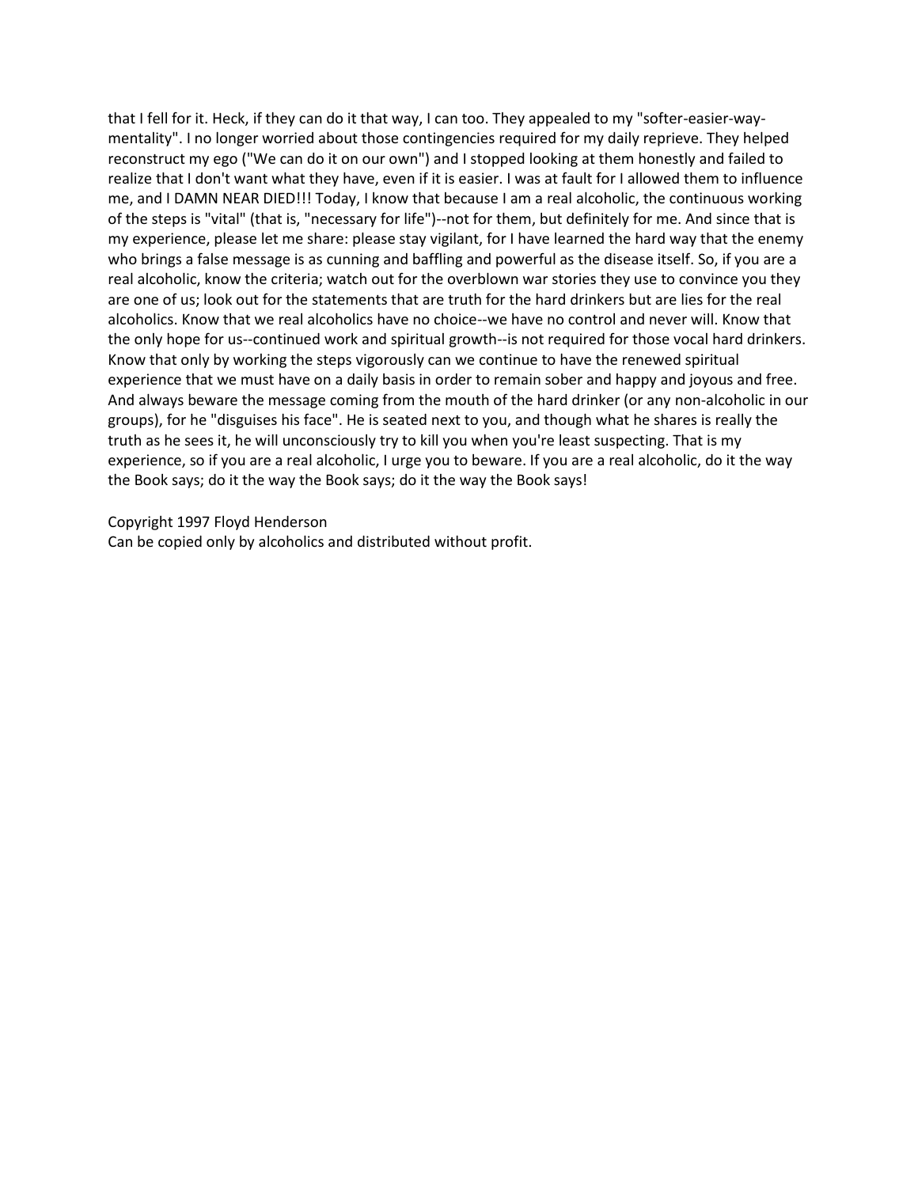that I fell for it. Heck, if they can do it that way, I can too. They appealed to my "softer-easier-way-mentality". I no longer worried about those contingencies required for my daily reprieve. They helped reconstruct my ego ("We can do it on our own") and I stopped looking at them honestly and failed to realize that I don't want what they have, even if it is easier. I was at fault for I allowed them to influence me, and I DAMN NEAR DIED!!! Today, I know that because I am a real alcoholic, the continuous working of the steps is "vital" (that is, "necessary for life")--not for them, but definitely for me. And since that is my experience, please let me share: please stay vigilant, for I have learned the hard way that the enemy who brings a false message is as cunning and baffling and powerful as the disease itself. So, if you are a real alcoholic, know the criteria; watch out for the overblown war stories they use to convince you they are one of us; look out for the statements that are truth for the hard drinkers but are lies for the real alcoholics. Know that we real alcoholics have no choice--we have no control and never will. Know that the only hope for us--continued work and spiritual growth--is not required for those vocal hard drinkers. Know that only by working the steps vigorously can we continue to have the renewed spiritual experience that we must have on a daily basis in order to remain sober and happy and joyous and free. And always beware the message coming from the mouth of the hard drinker (or any non-alcoholic in our groups), for he "disguises his face". He is seated next to you, and though what he shares is really the truth as he sees it, he will unconsciously try to kill you when you're least suspecting. That is my experience, so if you are a real alcoholic, I urge you to beware. If you are a real alcoholic, do it the way the Book says; do it the way the Book says; do it the way the Book says!

Copyright 1997 Floyd Henderson
Can be copied only by alcoholics and distributed without profit.